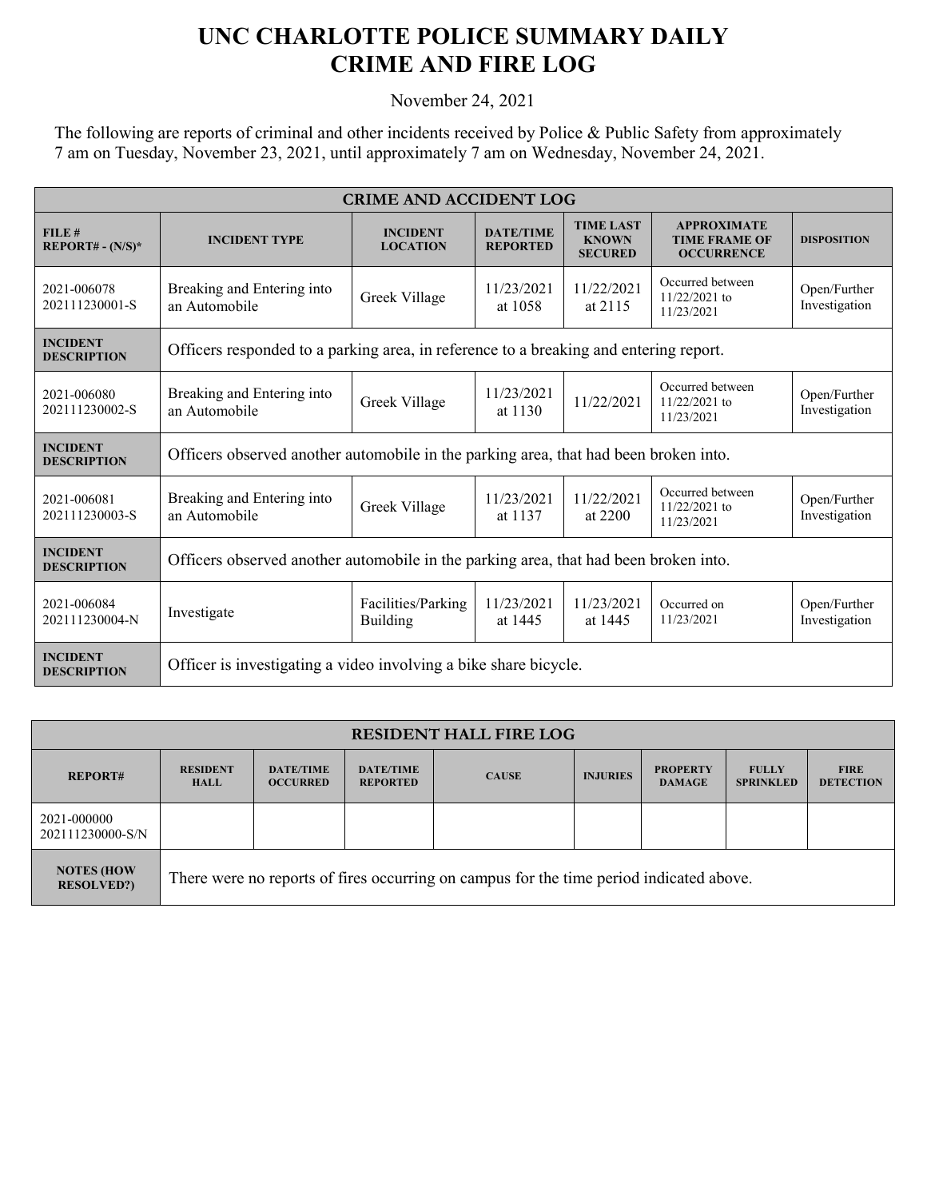# UNC CHARLOTTE POLICE SUMMARY DAILY CRIME AND FIRE LOG

November 24, 2021

The following are reports of criminal and other incidents received by Police & Public Safety from approximately 7 am on Tuesday, November 23, 2021, until approximately 7 am on Wednesday, November 24, 2021.

| CRIME AND ACCIDENT LOG | | | | | | |
|---|---|---|---|---|---|---|
| **FILE # REPORT# - (N/S)*** | **INCIDENT TYPE** | **INCIDENT LOCATION** | **DATE/TIME REPORTED** | **TIME LAST KNOWN SECURED** | **APPROXIMATE TIME FRAME OF OCCURRENCE** | **DISPOSITION** |
| 2021-006078 202111230001-S | Breaking and Entering into an Automobile | Greek Village | 11/23/2021 at 1058 | 11/22/2021 at 2115 | Occurred between 11/22/2021 to 11/23/2021 | Open/Further Investigation |
| **INCIDENT DESCRIPTION** | Officers responded to a parking area, in reference to a breaking and entering report. | | | | | |
| 2021-006080 202111230002-S | Breaking and Entering into an Automobile | Greek Village | 11/23/2021 at 1130 | 11/22/2021 | Occurred between 11/22/2021 to 11/23/2021 | Open/Further Investigation |
| **INCIDENT DESCRIPTION** | Officers observed another automobile in the parking area, that had been broken into. | | | | | |
| 2021-006081 202111230003-S | Breaking and Entering into an Automobile | Greek Village | 11/23/2021 at 1137 | 11/22/2021 at 2200 | Occurred between 11/22/2021 to 11/23/2021 | Open/Further Investigation |
| **INCIDENT DESCRIPTION** | Officers observed another automobile in the parking area, that had been broken into. | | | | | |
| 2021-006084 202111230004-N | Investigate | Facilities/Parking Building | 11/23/2021 at 1445 | 11/23/2021 at 1445 | Occurred on 11/23/2021 | Open/Further Investigation |
| **INCIDENT DESCRIPTION** | Officer is investigating a video involving a bike share bicycle. | | | | | |

| RESIDENT HALL FIRE LOG | | | | | | | | |
|---|---|---|---|---|---|---|---|---|
| **REPORT#** | **RESIDENT HALL** | **DATE/TIME OCCURRED** | **DATE/TIME REPORTED** | **CAUSE** | **INJURIES** | **PROPERTY DAMAGE** | **FULLY SPRINKLED** | **FIRE DETECTION** |
| 2021-000000 202111230000-S/N | | | | | | | | |
| **NOTES (HOW RESOLVED?)** | There were no reports of fires occurring on campus for the time period indicated above. | | | | | | | |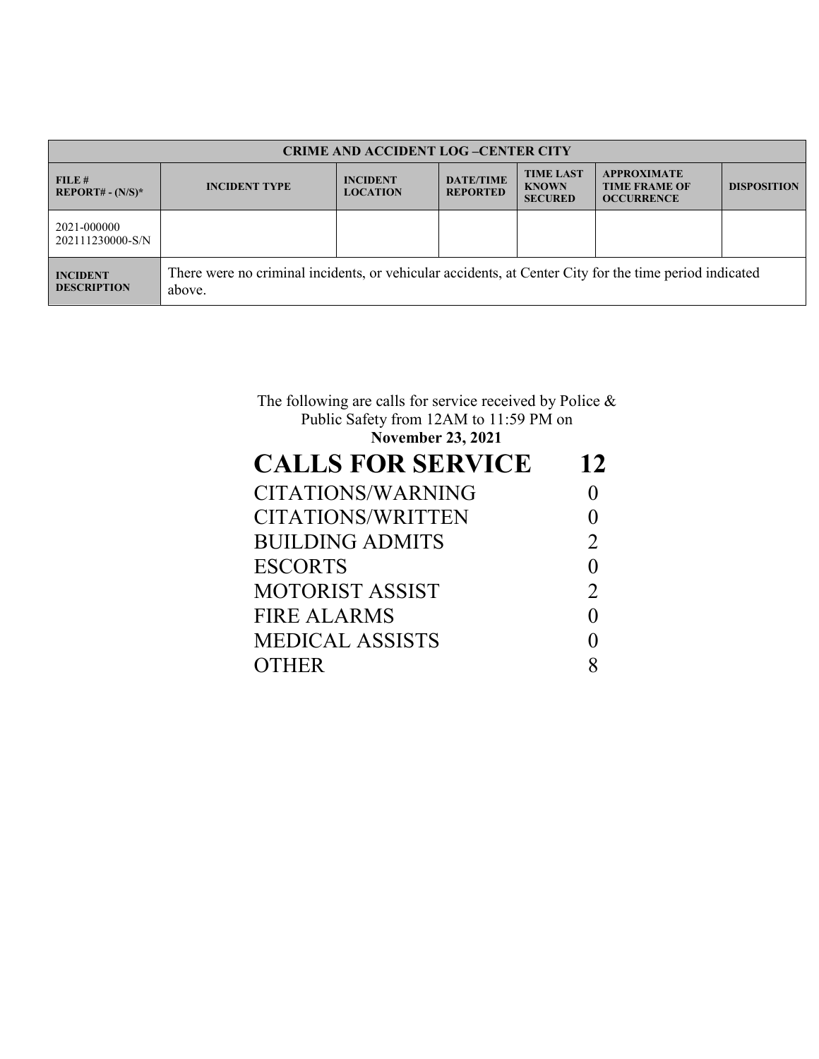| CRIME AND ACCIDENT LOG –CENTER CITY | | | | | | |
|---|---|---|---|---|---|---|
| **FILE # REPORT# - (N/S)*** | **INCIDENT TYPE** | **INCIDENT LOCATION** | **DATE/TIME REPORTED** | **TIME LAST KNOWN SECURED** | **APPROXIMATE TIME FRAME OF OCCURRENCE** | **DISPOSITION** |
| 2021-000000 202111230000-S/N | | | | | | |
| **INCIDENT DESCRIPTION** | There were no criminal incidents, or vehicular accidents, at Center City for the time period indicated above. | | | | | |

The following are calls for service received by Police & Public Safety from 12AM to 11:59 PM on
**November 23, 2021**

| | |
|---|---|
| **CALLS FOR SERVICE** | **12** |
| CITATIONS/WARNING | 0 |
| CITATIONS/WRITTEN | 0 |
| BUILDING ADMITS | 2 |
| ESCORTS | 0 |
| MOTORIST ASSIST | 2 |
| FIRE ALARMS | 0 |
| MEDICAL ASSISTS | 0 |
| OTHER | 8 |